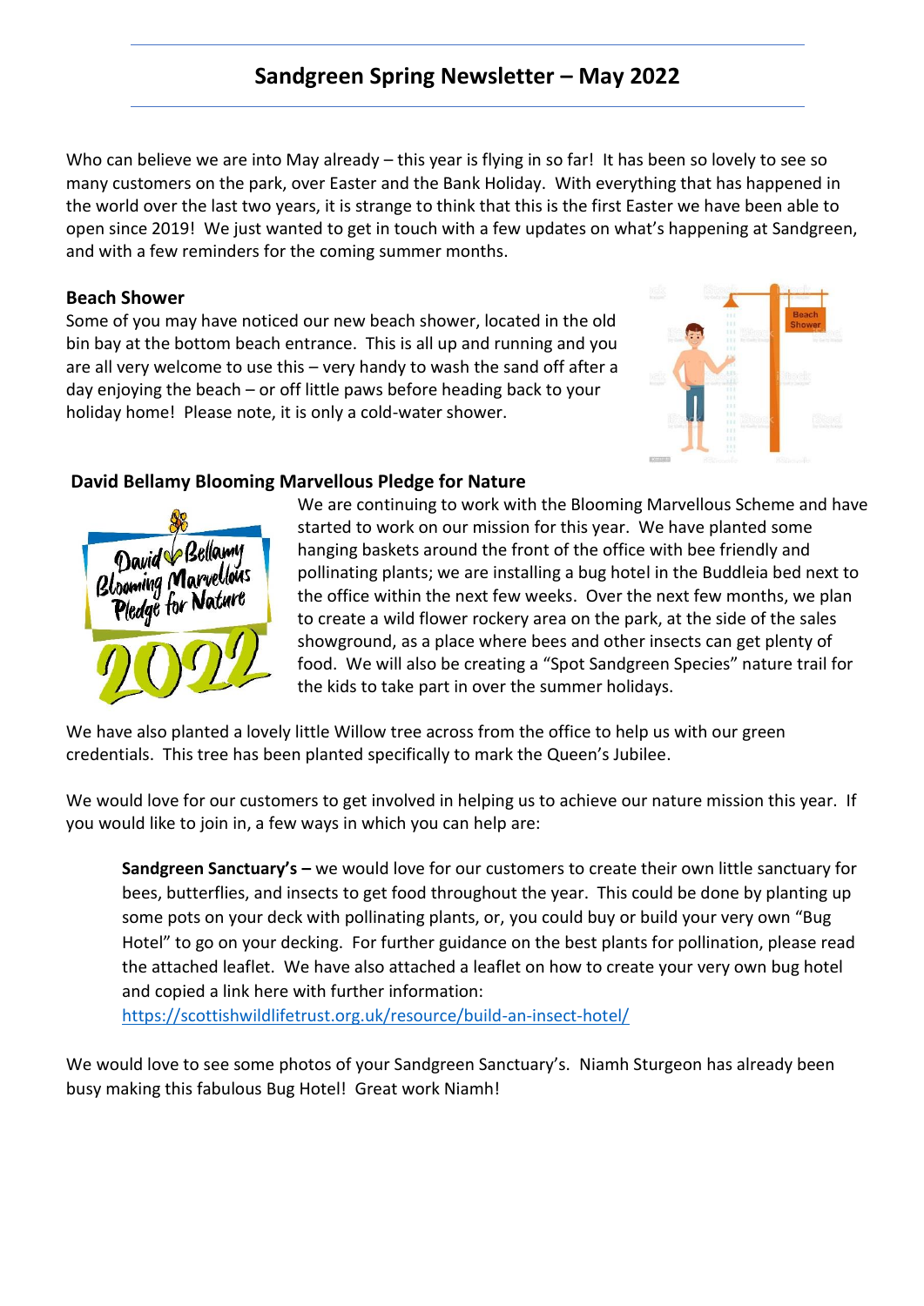# Sandgreen Spring Newsletter – May 2022

Who can believe we are into May already – this year is flying in so far! It has been so lovely to see so many customers on the park, over Easter and the Bank Holiday. With everything that has happened in the world over the last two years, it is strange to think that this is the first Easter we have been able to open since 2019! We just wanted to get in touch with a few updates on what's happening at Sandgreen, and with a few reminders for the coming summer months.

### Beach Shower

Some of you may have noticed our new beach shower, located in the old bin bay at the bottom beach entrance. This is all up and running and you are all very welcome to use this – very handy to wash the sand off after a day enjoying the beach – or off little paws before heading back to your holiday home! Please note, it is only a cold-water shower.

### David Bellamy Blooming Marvellous Pledge for Nature

We are continuing to work with the Blooming Marvellous Scheme and have started to work on our mission for this year. We have planted some hanging baskets around the front of the office with bee friendly and pollinating plants; we are installing a bug hotel in the Buddleia bed next to the office within the next few weeks. Over the next few months, we plan to create a wild flower rockery area on the park, at the side of the sales showground, as a place where bees and other insects can get plenty of food. We will also be creating a "Spot Sandgreen Species" nature trail for the kids to take part in over the summer holidays.

We have also planted a lovely little Willow tree across from the office to help us with our green credentials. This tree has been planted specifically to mark the Queen's Jubilee.

We would love for our customers to get involved in helping us to achieve our nature mission this year. If you would like to join in, a few ways in which you can help are:

> **Sandgreen Sanctuary's –** we would love for our customers to create their own little sanctuary for bees, butterflies, and insects to get food throughout the year. This could be done by planting up some pots on your deck with pollinating plants, or, you could buy or build your very own "Bug Hotel" to go on your decking. For further guidance on the best plants for pollination, please read the attached leaflet. We have also attached a leaflet on how to create your very own bug hotel and copied a link here with further information:
> https://scottishwildlifetrust.org.uk/resource/build-an-insect-hotel/

We would love to see some photos of your Sandgreen Sanctuary's. Niamh Sturgeon has already been busy making this fabulous Bug Hotel! Great work Niamh!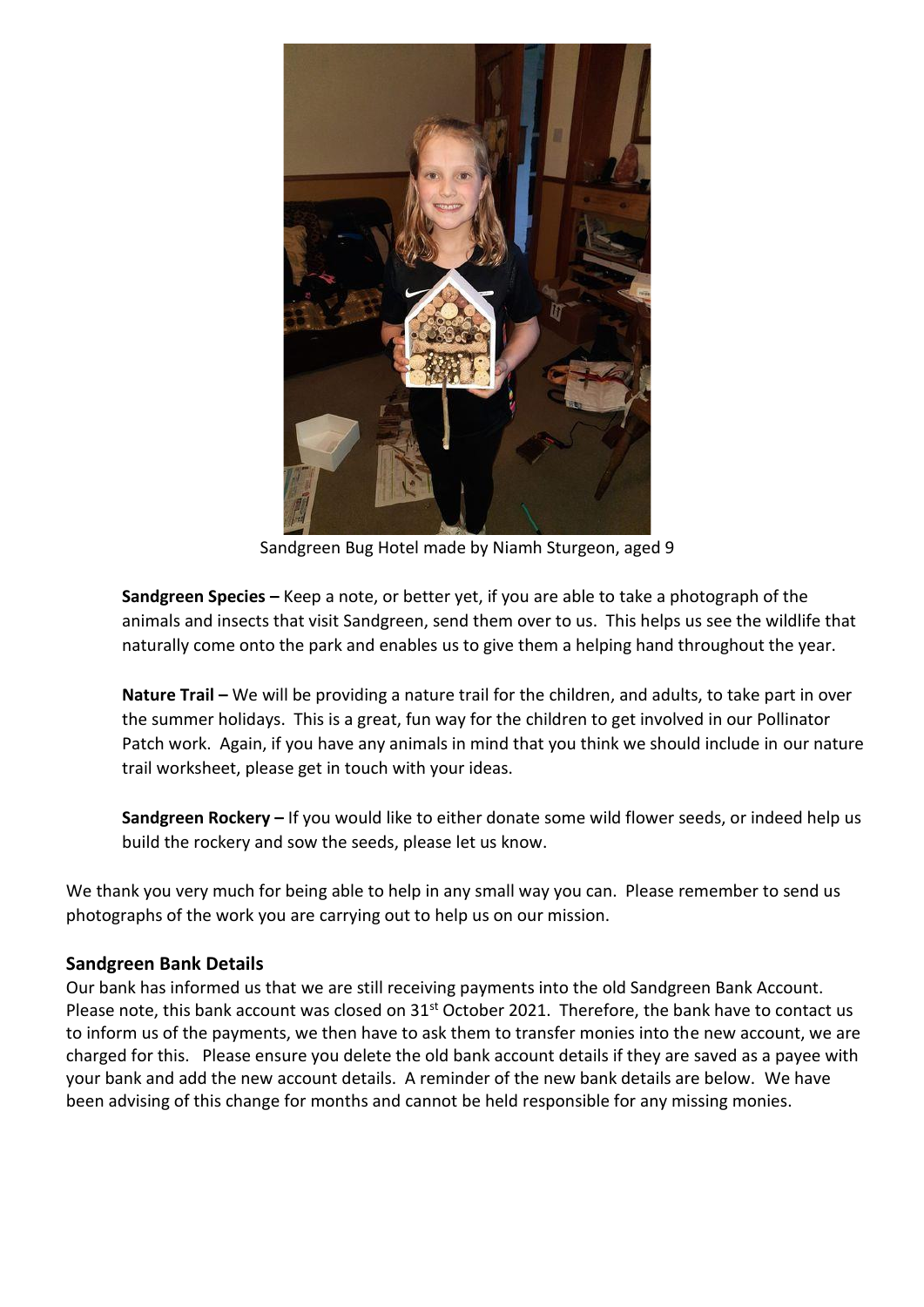Sandgreen Bug Hotel made by Niamh Sturgeon, aged 9

**Sandgreen Species –** Keep a note, or better yet, if you are able to take a photograph of the animals and insects that visit Sandgreen, send them over to us. This helps us see the wildlife that naturally come onto the park and enables us to give them a helping hand throughout the year.

**Nature Trail –** We will be providing a nature trail for the children, and adults, to take part in over the summer holidays. This is a great, fun way for the children to get involved in our Pollinator Patch work. Again, if you have any animals in mind that you think we should include in our nature trail worksheet, please get in touch with your ideas.

**Sandgreen Rockery –** If you would like to either donate some wild flower seeds, or indeed help us build the rockery and sow the seeds, please let us know.

We thank you very much for being able to help in any small way you can. Please remember to send us photographs of the work you are carrying out to help us on our mission.

### Sandgreen Bank Details

Our bank has informed us that we are still receiving payments into the old Sandgreen Bank Account. Please note, this bank account was closed on 31st October 2021. Therefore, the bank have to contact us to inform us of the payments, we then have to ask them to transfer monies into the new account, we are charged for this. Please ensure you delete the old bank account details if they are saved as a payee with your bank and add the new account details. A reminder of the new bank details are below. We have been advising of this change for months and cannot be held responsible for any missing monies.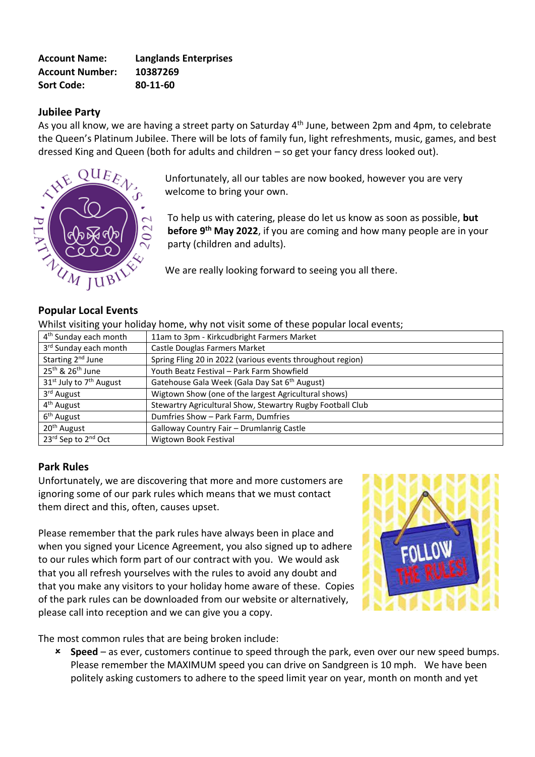**Account Name:** **Langlands Enterprises**
**Account Number:** **10387269**
**Sort Code:** **80-11-60**

## Jubilee Party

As you all know, we are having a street party on Saturday 4th June, between 2pm and 4pm, to celebrate the Queen's Platinum Jubilee. There will be lots of family fun, light refreshments, music, games, and best dressed King and Queen (both for adults and children – so get your fancy dress looked out).

Unfortunately, all our tables are now booked, however you are very welcome to bring your own.

To help us with catering, please do let us know as soon as possible, **but before 9th May 2022**, if you are coming and how many people are in your party (children and adults).

We are really looking forward to seeing you all there.

## Popular Local Events

Whilst visiting your holiday home, why not visit some of these popular local events;

| | |
|---|---|
| 4th Sunday each month | 11am to 3pm - Kirkcudbright Farmers Market |
| 3rd Sunday each month | Castle Douglas Farmers Market |
| Starting 2nd June | Spring Fling 20 in 2022 (various events throughout region) |
| 25th & 26th June | Youth Beatz Festival – Park Farm Showfield |
| 31st July to 7th August | Gatehouse Gala Week (Gala Day Sat 6th August) |
| 3rd August | Wigtown Show (one of the largest Agricultural shows) |
| 4th August | Stewartry Agricultural Show, Stewartry Rugby Football Club |
| 6th August | Dumfries Show – Park Farm, Dumfries |
| 20th August | Galloway Country Fair – Drumlanrig Castle |
| 23rd Sep to 2nd Oct | Wigtown Book Festival |

## Park Rules

Unfortunately, we are discovering that more and more customers are ignoring some of our park rules which means that we must contact them direct and this, often, causes upset.

Please remember that the park rules have always been in place and when you signed your Licence Agreement, you also signed up to adhere to our rules which form part of our contract with you. We would ask that you all refresh yourselves with the rules to avoid any doubt and that you make any visitors to your holiday home aware of these. Copies of the park rules can be downloaded from our website or alternatively, please call into reception and we can give you a copy.

The most common rules that are being broken include:

- **Speed** – as ever, customers continue to speed through the park, even over our new speed bumps. Please remember the MAXIMUM speed you can drive on Sandgreen is 10 mph. We have been politely asking customers to adhere to the speed limit year on year, month on month and yet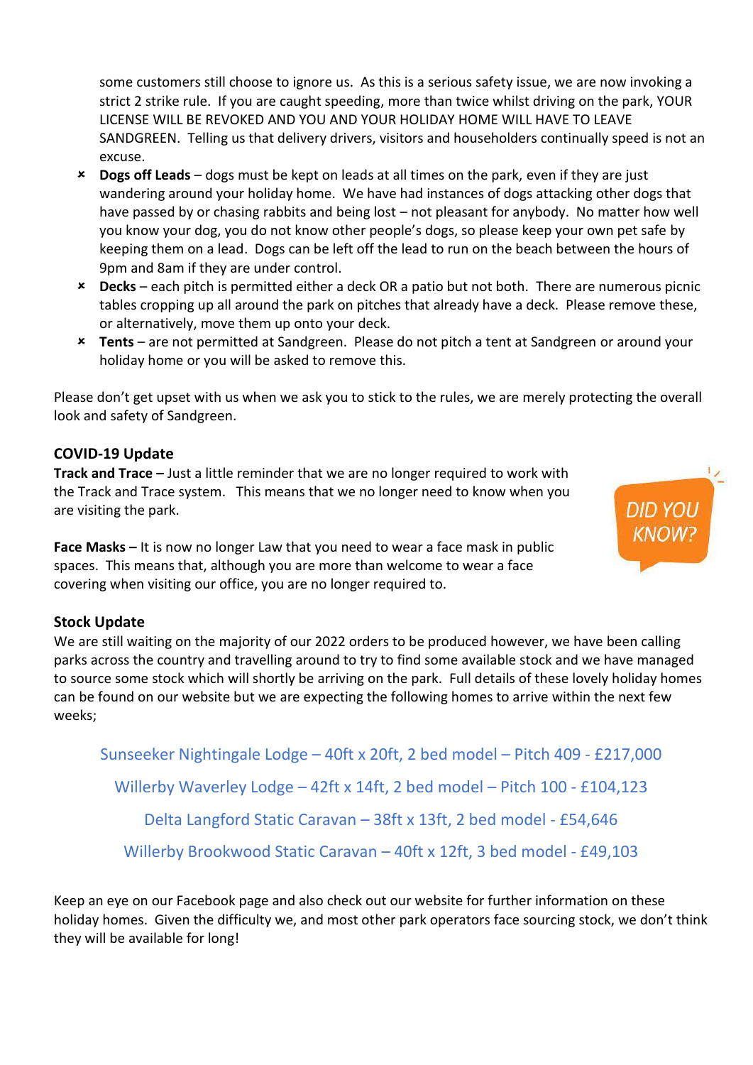some customers still choose to ignore us. As this is a serious safety issue, we are now invoking a strict 2 strike rule. If you are caught speeding, more than twice whilst driving on the park, YOUR LICENSE WILL BE REVOKED AND YOU AND YOUR HOLIDAY HOME WILL HAVE TO LEAVE SANDGREEN. Telling us that delivery drivers, visitors and householders continually speed is not an excuse.

- **Dogs off Leads** – dogs must be kept on leads at all times on the park, even if they are just wandering around your holiday home. We have had instances of dogs attacking other dogs that have passed by or chasing rabbits and being lost – not pleasant for anybody. No matter how well you know your dog, you do not know other people's dogs, so please keep your own pet safe by keeping them on a lead. Dogs can be left off the lead to run on the beach between the hours of 9pm and 8am if they are under control.
- **Decks** – each pitch is permitted either a deck OR a patio but not both. There are numerous picnic tables cropping up all around the park on pitches that already have a deck. Please remove these, or alternatively, move them up onto your deck.
- **Tents** – are not permitted at Sandgreen. Please do not pitch a tent at Sandgreen or around your holiday home or you will be asked to remove this.

Please don't get upset with us when we ask you to stick to the rules, we are merely protecting the overall look and safety of Sandgreen.

## COVID-19 Update

DID YOU KNOW?

**Track and Trace –** Just a little reminder that we are no longer required to work with the Track and Trace system. This means that we no longer need to know when you are visiting the park.

**Face Masks –** It is now no longer Law that you need to wear a face mask in public spaces. This means that, although you are more than welcome to wear a face covering when visiting our office, you are no longer required to.

## Stock Update

We are still waiting on the majority of our 2022 orders to be produced however, we have been calling parks across the country and travelling around to try to find some available stock and we have managed to source some stock which will shortly be arriving on the park. Full details of these lovely holiday homes can be found on our website but we are expecting the following homes to arrive within the next few weeks;

Sunseeker Nightingale Lodge – 40ft x 20ft, 2 bed model – Pitch 409 - £217,000

Willerby Waverley Lodge – 42ft x 14ft, 2 bed model – Pitch 100 - £104,123

Delta Langford Static Caravan – 38ft x 13ft, 2 bed model - £54,646

Willerby Brookwood Static Caravan – 40ft x 12ft, 3 bed model - £49,103

Keep an eye on our Facebook page and also check out our website for further information on these holiday homes. Given the difficulty we, and most other park operators face sourcing stock, we don't think they will be available for long!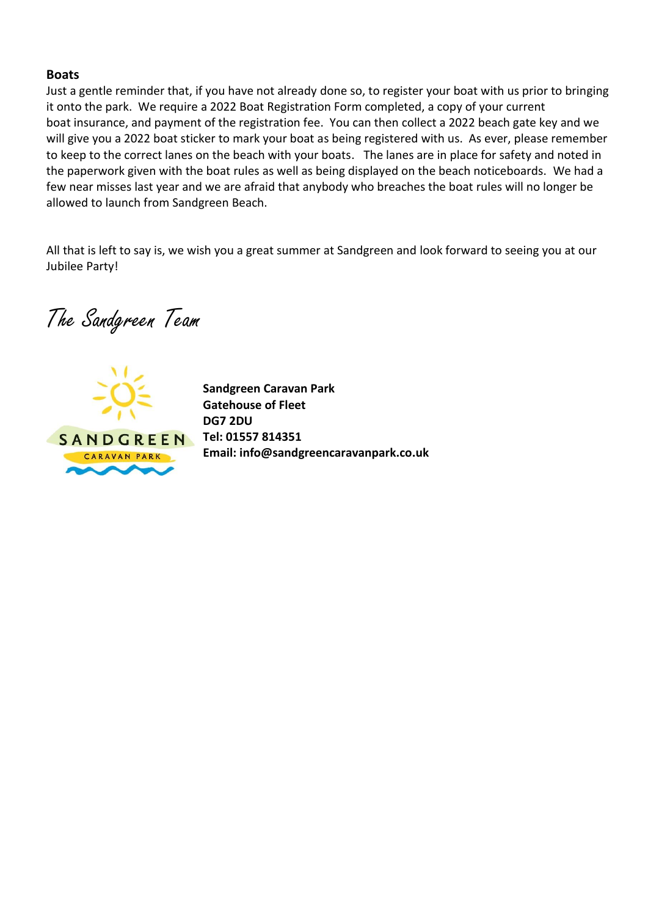**Boats**

Just a gentle reminder that, if you have not already done so, to register your boat with us prior to bringing it onto the park. We require a 2022 Boat Registration Form completed, a copy of your current boat insurance, and payment of the registration fee. You can then collect a 2022 beach gate key and we will give you a 2022 boat sticker to mark your boat as being registered with us. As ever, please remember to keep to the correct lanes on the beach with your boats. The lanes are in place for safety and noted in the paperwork given with the boat rules as well as being displayed on the beach noticeboards. We had a few near misses last year and we are afraid that anybody who breaches the boat rules will no longer be allowed to launch from Sandgreen Beach.

All that is left to say is, we wish you a great summer at Sandgreen and look forward to seeing you at our Jubilee Party!

*The Sandgreen Team*

SANDGREEN
CARAVAN PARK

**Sandgreen Caravan Park**
**Gatehouse of Fleet**
**DG7 2DU**
**Tel: 01557 814351**
**Email: info@sandgreencaravanpark.co.uk**